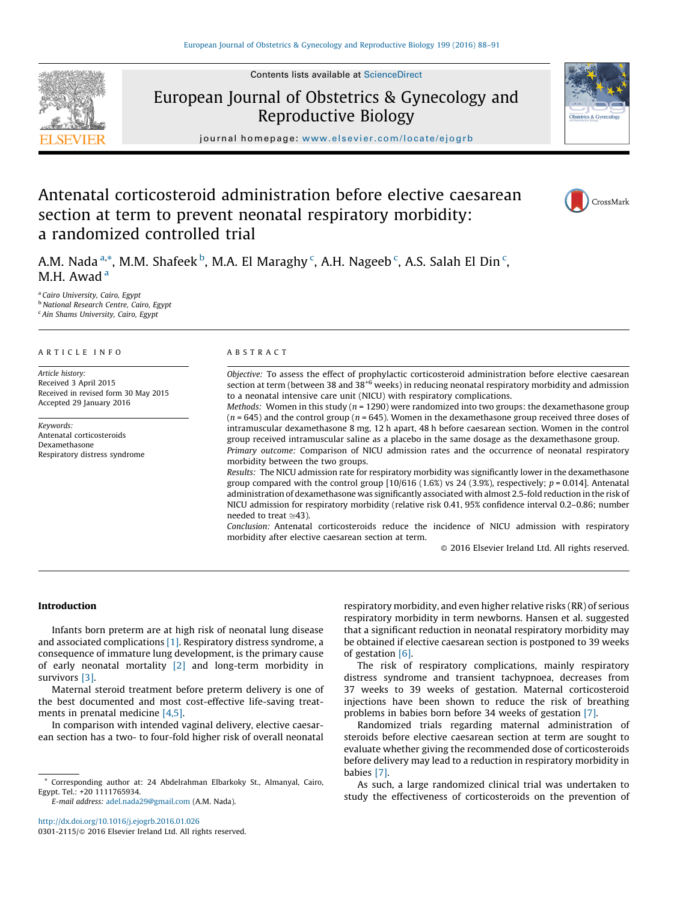Contents lists available at ScienceDirect

European Journal of Obstetrics & Gynecology and Reproductive Biology

journal homepage: www.elsevier.com/locate/ejogrb

# Antenatal corticosteroid administration before elective caesarean section at term to prevent neonatal respiratory morbidity: a randomized controlled trial

A.M. Nada [a,*], M.M. Shafeek [b], M.A. El Maraghy [c], A.H. Nageeb [c], A.S. Salah El Din [c], M.H. Awad [a]

[a] *Cairo University, Cairo, Egypt*
[b] *National Research Centre, Cairo, Egypt*
[c] *Ain Shams University, Cairo, Egypt*

ARTICLE INFO

*Article history:*
Received 3 April 2015
Received in revised form 30 May 2015
Accepted 29 January 2016

*Keywords:*
Antenatal corticosteroids
Dexamethasone
Respiratory distress syndrome

ABSTRACT

*Objective:* To assess the effect of prophylactic corticosteroid administration before elective caesarean section at term (between 38 and $38^{+6}$ weeks) in reducing neonatal respiratory morbidity and admission to a neonatal intensive care unit (NICU) with respiratory complications.

*Methods:* Women in this study ($n = 1290$) were randomized into two groups: the dexamethasone group ($n = 645$) and the control group ($n = 645$). Women in the dexamethasone group received three doses of intramuscular dexamethasone 8 mg, 12 h apart, 48 h before caesarean section. Women in the control group received intramuscular saline as a placebo in the same dosage as the dexamethasone group.

*Primary outcome:* Comparison of NICU admission rates and the occurrence of neonatal respiratory morbidity between the two groups.

*Results:* The NICU admission rate for respiratory morbidity was significantly lower in the dexamethasone group compared with the control group [10/616 (1.6%) vs 24 (3.9%), respectively; $p = 0.014$]. Antenatal administration of dexamethasone was significantly associated with almost 2.5-fold reduction in the risk of NICU admission for respiratory morbidity (relative risk 0.41, 95% confidence interval 0.2–0.86; number needed to treat ≅43).

*Conclusion:* Antenatal corticosteroids reduce the incidence of NICU admission with respiratory morbidity after elective caesarean section at term.

© 2016 Elsevier Ireland Ltd. All rights reserved.

## Introduction

Infants born preterm are at high risk of neonatal lung disease and associated complications [1]. Respiratory distress syndrome, a consequence of immature lung development, is the primary cause of early neonatal mortality [2] and long-term morbidity in survivors [3].

Maternal steroid treatment before preterm delivery is one of the best documented and most cost-effective life-saving treatments in prenatal medicine [4,5].

In comparison with intended vaginal delivery, elective caesarean section has a two- to four-fold higher risk of overall neonatal respiratory morbidity, and even higher relative risks (RR) of serious respiratory morbidity in term newborns. Hansen et al. suggested that a significant reduction in neonatal respiratory morbidity may be obtained if elective caesarean section is postponed to 39 weeks of gestation [6].

The risk of respiratory complications, mainly respiratory distress syndrome and transient tachypnoea, decreases from 37 weeks to 39 weeks of gestation. Maternal corticosteroid injections have been shown to reduce the risk of breathing problems in babies born before 34 weeks of gestation [7].

Randomized trials regarding maternal administration of steroids before elective caesarean section at term are sought to evaluate whether giving the recommended dose of corticosteroids before delivery may lead to a reduction in respiratory morbidity in babies [7].

As such, a large randomized clinical trial was undertaken to study the effectiveness of corticosteroids on the prevention of

* Corresponding author at: 24 Abdelrahman Elbarkoky St., Almanyal, Cairo, Egypt. Tel.: +20 1111765934.
E-mail address: adel.nada29@gmail.com (A.M. Nada).

http://dx.doi.org/10.1016/j.ejogrb.2016.01.026
0301-2115/© 2016 Elsevier Ireland Ltd. All rights reserved.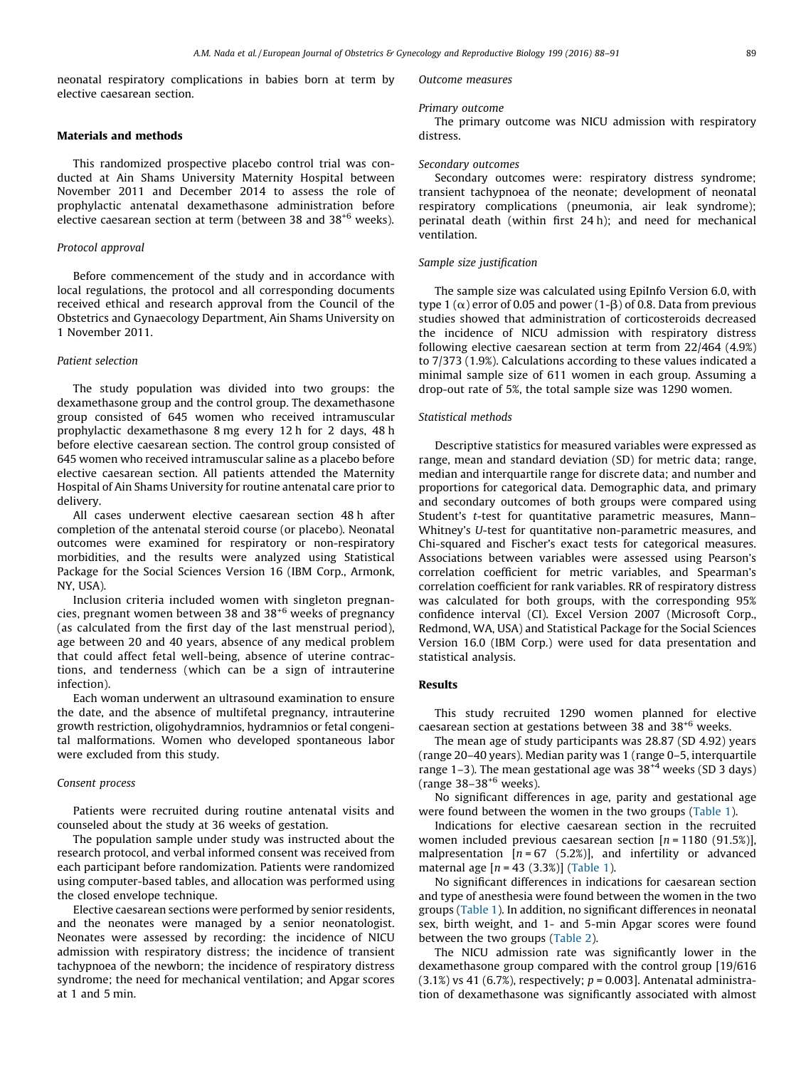neonatal respiratory complications in babies born at term by elective caesarean section.

## Materials and methods

This randomized prospective placebo control trial was conducted at Ain Shams University Maternity Hospital between November 2011 and December 2014 to assess the role of prophylactic antenatal dexamethasone administration before elective caesarean section at term (between 38 and $38^{+6}$ weeks).

### Protocol approval

Before commencement of the study and in accordance with local regulations, the protocol and all corresponding documents received ethical and research approval from the Council of the Obstetrics and Gynaecology Department, Ain Shams University on 1 November 2011.

### Patient selection

The study population was divided into two groups: the dexamethasone group and the control group. The dexamethasone group consisted of 645 women who received intramuscular prophylactic dexamethasone 8 mg every 12 h for 2 days, 48 h before elective caesarean section. The control group consisted of 645 women who received intramuscular saline as a placebo before elective caesarean section. All patients attended the Maternity Hospital of Ain Shams University for routine antenatal care prior to delivery.

All cases underwent elective caesarean section 48 h after completion of the antenatal steroid course (or placebo). Neonatal outcomes were examined for respiratory or non-respiratory morbidities, and the results were analyzed using Statistical Package for the Social Sciences Version 16 (IBM Corp., Armonk, NY, USA).

Inclusion criteria included women with singleton pregnancies, pregnant women between 38 and $38^{+6}$ weeks of pregnancy (as calculated from the first day of the last menstrual period), age between 20 and 40 years, absence of any medical problem that could affect fetal well-being, absence of uterine contractions, and tenderness (which can be a sign of intrauterine infection).

Each woman underwent an ultrasound examination to ensure the date, and the absence of multifetal pregnancy, intrauterine growth restriction, oligohydramnios, hydramnios or fetal congenital malformations. Women who developed spontaneous labor were excluded from this study.

### Consent process

Patients were recruited during routine antenatal visits and counseled about the study at 36 weeks of gestation.

The population sample under study was instructed about the research protocol, and verbal informed consent was received from each participant before randomization. Patients were randomized using computer-based tables, and allocation was performed using the closed envelope technique.

Elective caesarean sections were performed by senior residents, and the neonates were managed by a senior neonatologist. Neonates were assessed by recording: the incidence of NICU admission with respiratory distress; the incidence of transient tachypnoea of the newborn; the incidence of respiratory distress syndrome; the need for mechanical ventilation; and Apgar scores at 1 and 5 min.

### Outcome measures

#### Primary outcome

The primary outcome was NICU admission with respiratory distress.

#### Secondary outcomes

Secondary outcomes were: respiratory distress syndrome; transient tachypnoea of the neonate; development of neonatal respiratory complications (pneumonia, air leak syndrome); perinatal death (within first 24 h); and need for mechanical ventilation.

### Sample size justification

The sample size was calculated using EpiInfo Version 6.0, with type 1 ($\alpha$) error of 0.05 and power ($1-\beta$) of 0.8. Data from previous studies showed that administration of corticosteroids decreased the incidence of NICU admission with respiratory distress following elective caesarean section at term from 22/464 (4.9%) to 7/373 (1.9%). Calculations according to these values indicated a minimal sample size of 611 women in each group. Assuming a drop-out rate of 5%, the total sample size was 1290 women.

### Statistical methods

Descriptive statistics for measured variables were expressed as range, mean and standard deviation (SD) for metric data; range, median and interquartile range for discrete data; and number and proportions for categorical data. Demographic data, and primary and secondary outcomes of both groups were compared using Student's *t*-test for quantitative parametric measures, Mann–Whitney's *U*-test for quantitative non-parametric measures, and Chi-squared and Fischer's exact tests for categorical measures. Associations between variables were assessed using Pearson's correlation coefficient for metric variables, and Spearman's correlation coefficient for rank variables. RR of respiratory distress was calculated for both groups, with the corresponding 95% confidence interval (CI). Excel Version 2007 (Microsoft Corp., Redmond, WA, USA) and Statistical Package for the Social Sciences Version 16.0 (IBM Corp.) were used for data presentation and statistical analysis.

## Results

This study recruited 1290 women planned for elective caesarean section at gestations between 38 and $38^{+6}$ weeks.

The mean age of study participants was 28.87 (SD 4.92) years (range 20–40 years). Median parity was 1 (range 0–5, interquartile range 1–3). The mean gestational age was $38^{+4}$ weeks (SD 3 days) (range 38–$38^{+6}$ weeks).

No significant differences in age, parity and gestational age were found between the women in the two groups (Table 1).

Indications for elective caesarean section in the recruited women included previous caesarean section [$n = 1180$ (91.5%)], malpresentation [$n = 67$ (5.2%)], and infertility or advanced maternal age [$n = 43$ (3.3%)] (Table 1).

No significant differences in indications for caesarean section and type of anesthesia were found between the women in the two groups (Table 1). In addition, no significant differences in neonatal sex, birth weight, and 1- and 5-min Apgar scores were found between the two groups (Table 2).

The NICU admission rate was significantly lower in the dexamethasone group compared with the control group [19/616 (3.1%) vs 41 (6.7%), respectively; $p = 0.003$]. Antenatal administration of dexamethasone was significantly associated with almost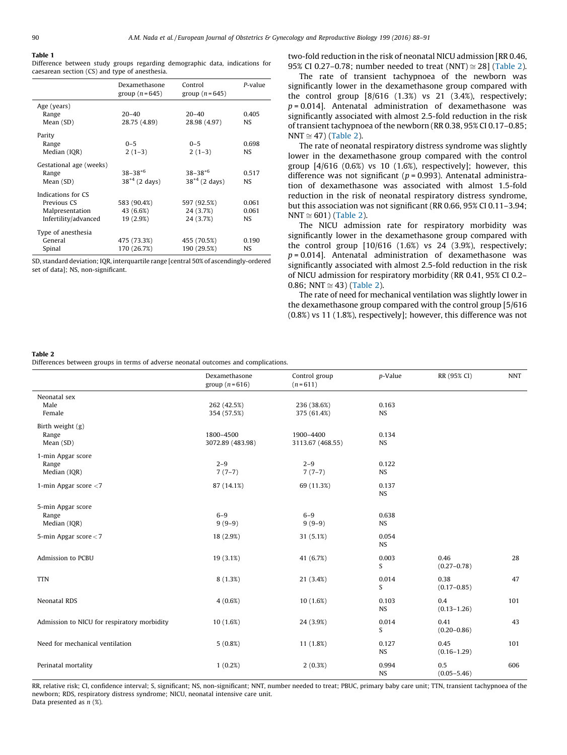**Table 1**
Difference between study groups regarding demographic data, indications for caesarean section (CS) and type of anesthesia.

| | Dexamethasone group (n = 645) | Control group (n = 645) | P-value |
|---|---|---|---|
| Age (years) | | | |
| Range | 20–40 | 20–40 | 0.405 |
| Mean (SD) | 28.75 (4.89) | 28.98 (4.97) | NS |
| Parity | | | |
| Range | 0–5 | 0–5 | 0.698 |
| Median (IQR) | 2 (1–3) | 2 (1–3) | NS |
| Gestational age (weeks) | | | |
| Range | 38–38$^{+6}$ | 38–38$^{+6}$ | 0.517 |
| Mean (SD) | 38$^{+4}$ (2 days) | 38$^{+4}$ (2 days) | NS |
| Indications for CS | | | |
| Previous CS | 583 (90.4%) | 597 (92.5%) | 0.061 |
| Malpresentation | 43 (6.6%) | 24 (3.7%) | 0.061 |
| Infertility/advanced | 19 (2.9%) | 24 (3.7%) | NS |
| Type of anesthesia | | | |
| General | 475 (73.3%) | 455 (70.5%) | 0.190 |
| Spinal | 170 (26.7%) | 190 (29.5%) | NS |

SD, standard deviation; IQR, interquartile range [central 50% of ascendingly-ordered set of data]; NS, non-significant.

two-fold reduction in the risk of neonatal NICU admission [RR 0.46, 95% CI 0.27–0.78; number needed to treat (NNT) ≅ 28] (Table 2).

The rate of transient tachypnoea of the newborn was significantly lower in the dexamethasone group compared with the control group [8/616 (1.3%) vs 21 (3.4%), respectively; $p = 0.014$]. Antenatal administration of dexamethasone was significantly associated with almost 2.5-fold reduction in the risk of transient tachypnoea of the newborn (RR 0.38, 95% CI 0.17–0.85; NNT ≅ 47) (Table 2).

The rate of neonatal respiratory distress syndrome was slightly lower in the dexamethasone group compared with the control group [4/616 (0.6%) vs 10 (1.6%), respectively]; however, this difference was not significant ($p = 0.993$). Antenatal administration of dexamethasone was associated with almost 1.5-fold reduction in the risk of neonatal respiratory distress syndrome, but this association was not significant (RR 0.66, 95% CI 0.11–3.94; NNT ≅ 601) (Table 2).

The NICU admission rate for respiratory morbidity was significantly lower in the dexamethasone group compared with the control group [10/616 (1.6%) vs 24 (3.9%), respectively; $p = 0.014$]. Antenatal administration of dexamethasone was significantly associated with almost 2.5-fold reduction in the risk of NICU admission for respiratory morbidity (RR 0.41, 95% CI 0.2–0.86; NNT ≅ 43) (Table 2).

The rate of need for mechanical ventilation was slightly lower in the dexamethasone group compared with the control group [5/616 (0.8%) vs 11 (1.8%), respectively]; however, this difference was not

**Table 2**
Differences between groups in terms of adverse neonatal outcomes and complications.

| | Dexamethasone group (n = 616) | Control group (n = 611) | p-Value | RR (95% CI) | NNT |
|---|---|---|---|---|---|
| Neonatal sex | | | | | |
| Male | 262 (42.5%) | 236 (38.6%) | 0.163 | | |
| Female | 354 (57.5%) | 375 (61.4%) | NS | | |
| Birth weight (g) | | | | | |
| Range | 1800–4500 | 1900–4400 | 0.134 | | |
| Mean (SD) | 3072.89 (483.98) | 3113.67 (468.55) | NS | | |
| 1-min Apgar score | | | | | |
| Range | 2–9 | 2–9 | 0.122 | | |
| Median (IQR) | 7 (7–7) | 7 (7–7) | NS | | |
| 1-min Apgar score <7 | 87 (14.1%) | 69 (11.3%) | 0.137 NS | | |
| 5-min Apgar score | | | | | |
| Range | 6–9 | 6–9 | 0.638 | | |
| Median (IQR) | 9 (9–9) | 9 (9–9) | NS | | |
| 5-min Apgar score < 7 | 18 (2.9%) | 31 (5.1%) | 0.054 NS | | |
| Admission to PCBU | 19 (3.1%) | 41 (6.7%) | 0.003 S | 0.46 (0.27–0.78) | 28 |
| TTN | 8 (1.3%) | 21 (3.4%) | 0.014 S | 0.38 (0.17–0.85) | 47 |
| Neonatal RDS | 4 (0.6%) | 10 (1.6%) | 0.103 NS | 0.4 (0.13–1.26) | 101 |
| Admission to NICU for respiratory morbidity | 10 (1.6%) | 24 (3.9%) | 0.014 S | 0.41 (0.20–0.86) | 43 |
| Need for mechanical ventilation | 5 (0.8%) | 11 (1.8%) | 0.127 NS | 0.45 (0.16–1.29) | 101 |
| Perinatal mortality | 1 (0.2%) | 2 (0.3%) | 0.994 NS | 0.5 (0.05–5.46) | 606 |

RR, relative risk; CI, confidence interval; S, significant; NS, non-significant; NNT, number needed to treat; PBUC, primary baby care unit; TTN, transient tachypnoea of the newborn; RDS, respiratory distress syndrome; NICU, neonatal intensive care unit.
Data presented as n (%).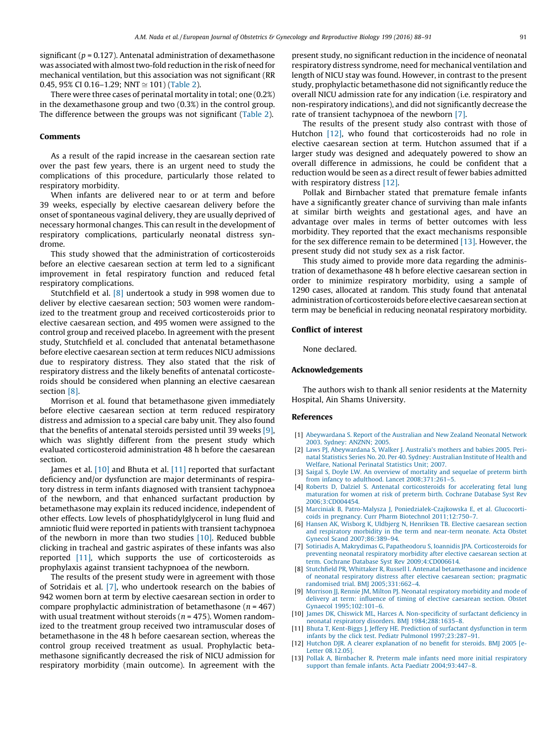significant ($p = 0.127$). Antenatal administration of dexamethasone was associated with almost two-fold reduction in the risk of need for mechanical ventilation, but this association was not significant (RR 0.45, 95% CI 0.16–1.29; NNT ≅ 101) (Table 2).

There were three cases of perinatal mortality in total; one (0.2%) in the dexamethasone group and two (0.3%) in the control group. The difference between the groups was not significant (Table 2).

## Comments

As a result of the rapid increase in the caesarean section rate over the past few years, there is an urgent need to study the complications of this procedure, particularly those related to respiratory morbidity.

When infants are delivered near to or at term and before 39 weeks, especially by elective caesarean delivery before the onset of spontaneous vaginal delivery, they are usually deprived of necessary hormonal changes. This can result in the development of respiratory complications, particularly neonatal distress syndrome.

This study showed that the administration of corticosteroids before an elective caesarean section at term led to a significant improvement in fetal respiratory function and reduced fetal respiratory complications.

Stutchfield et al. [8] undertook a study in 998 women due to deliver by elective caesarean section; 503 women were randomized to the treatment group and received corticosteroids prior to elective caesarean section, and 495 women were assigned to the control group and received placebo. In agreement with the present study, Stutchfield et al. concluded that antenatal betamethasone before elective caesarean section at term reduces NICU admissions due to respiratory distress. They also stated that the risk of respiratory distress and the likely benefits of antenatal corticosteroids should be considered when planning an elective caesarean section [8].

Morrison et al. found that betamethasone given immediately before elective caesarean section at term reduced respiratory distress and admission to a special care baby unit. They also found that the benefits of antenatal steroids persisted until 39 weeks [9], which was slightly different from the present study which evaluated corticosteroid administration 48 h before the caesarean section.

James et al. [10] and Bhuta et al. [11] reported that surfactant deficiency and/or dysfunction are major determinants of respiratory distress in term infants diagnosed with transient tachypnoea of the newborn, and that enhanced surfactant production by betamethasone may explain its reduced incidence, independent of other effects. Low levels of phosphatidylglycerol in lung fluid and amniotic fluid were reported in patients with transient tachypnoea of the newborn in more than two studies [10]. Reduced bubble clicking in tracheal and gastric aspirates of these infants was also reported [11], which supports the use of corticosteroids as prophylaxis against transient tachypnoea of the newborn.

The results of the present study were in agreement with those of Sotridais et al. [7], who undertook research on the babies of 942 women born at term by elective caesarean section in order to compare prophylactic administration of betamethasone ($n = 467$) with usual treatment without steroids ($n = 475$). Women randomized to the treatment group received two intramuscular doses of betamethasone in the 48 h before caesarean section, whereas the control group received treatment as usual. Prophylactic betamethasone significantly decreased the risk of NICU admission for respiratory morbidity (main outcome). In agreement with the present study, no significant reduction in the incidence of neonatal respiratory distress syndrome, need for mechanical ventilation and length of NICU stay was found. However, in contrast to the present study, prophylactic betamethasone did not significantly reduce the overall NICU admission rate for any indication (i.e. respiratory and non-respiratory indications), and did not significantly decrease the rate of transient tachypnoea of the newborn [7].

The results of the present study also contrast with those of Hutchon [12], who found that corticosteroids had no role in elective caesarean section at term. Hutchon assumed that if a larger study was designed and adequately powered to show an overall difference in admissions, he could be confident that a reduction would be seen as a direct result of fewer babies admitted with respiratory distress [12].

Pollak and Birnbacher stated that premature female infants have a significantly greater chance of surviving than male infants at similar birth weights and gestational ages, and have an advantage over males in terms of better outcomes with less morbidity. They reported that the exact mechanisms responsible for the sex difference remain to be determined [13]. However, the present study did not study sex as a risk factor.

This study aimed to provide more data regarding the administration of dexamethasone 48 h before elective caesarean section in order to minimize respiratory morbidity, using a sample of 1290 cases, allocated at random. This study found that antenatal administration of corticosteroids before elective caesarean section at term may be beneficial in reducing neonatal respiratory morbidity.

## Conflict of interest

None declared.

## Acknowledgements

The authors wish to thank all senior residents at the Maternity Hospital, Ain Shams University.

## References

[1] Abeywardana S. Report of the Australian and New Zealand Neonatal Network 2003. Sydney: ANZNN; 2005.

[2] Laws PJ, Abeywardana S, Walker J. Australia's mothers and babies 2005. Perinatal Statistics Series No. 20. Per 40. Sydney: Australian Institute of Health and Welfare, National Perinatal Statistics Unit; 2007.

[3] Saigal S, Doyle LW. An overview of mortality and sequelae of preterm birth from infancy to adulthood. Lancet 2008;371:261–5.

[4] Roberts D, Dalziel S. Antenatal corticosteroids for accelerating fetal lung maturation for women at risk of preterm birth. Cochrane Database Syst Rev 2006;3:CD004454.

[5] Marciniak B, Patro-Malysza J, Poniedzialek-Czajkowska E, et al. Glucocorticoids in pregnancy. Curr Pharm Biotechnol 2011;12:750–7.

[6] Hansen AK, Wisborg K, Uldbjerg N, Henriksen TB. Elective caesarean section and respiratory morbidity in the term and near-term neonate. Acta Obstet Gynecol Scand 2007;86:389–94.

[7] Sotiriadis A, Makrydimas G, Papatheodoru S, Ioannidis JPA. Corticosteroids for preventing neonatal respiratory morbidity after elective caesarean section at term. Cochrane Database Syst Rev 2009;4:CD006614.

[8] Stutchfield PR, Whittaker R, Russell I. Antenatal betamethasone and incidence of neonatal respiratory distress after elective caesarean section; pragmatic randomised trial. BMJ 2005;331:662–4.

[9] Morrison JJ, Rennie JM, Milton PJ. Neonatal respiratory morbidity and mode of delivery at term: influence of timing of elective caesarean section. Obstet Gynaecol 1995;102:101–6.

[10] James DK, Chiswick ML, Harces A. Non-specificity of surfactant deficiency in neonatal respiratory disorders. BMJ 1984;288:1635–8.

[11] Bhuta T, Kent-Biggs J, Jeffery HE. Prediction of surfactant dysfunction in term infants by the click test. Pediatr Pulmonol 1997;23:287–91.

[12] Hutchon DJR. A clearer explanation of no benefit for steroids. BMJ 2005 [e-Letter 08.12.05].

[13] Pollak A, Birnbacher R. Preterm male infants need more initial respiratory support than female infants. Acta Paediatr 2004;93:447–8.